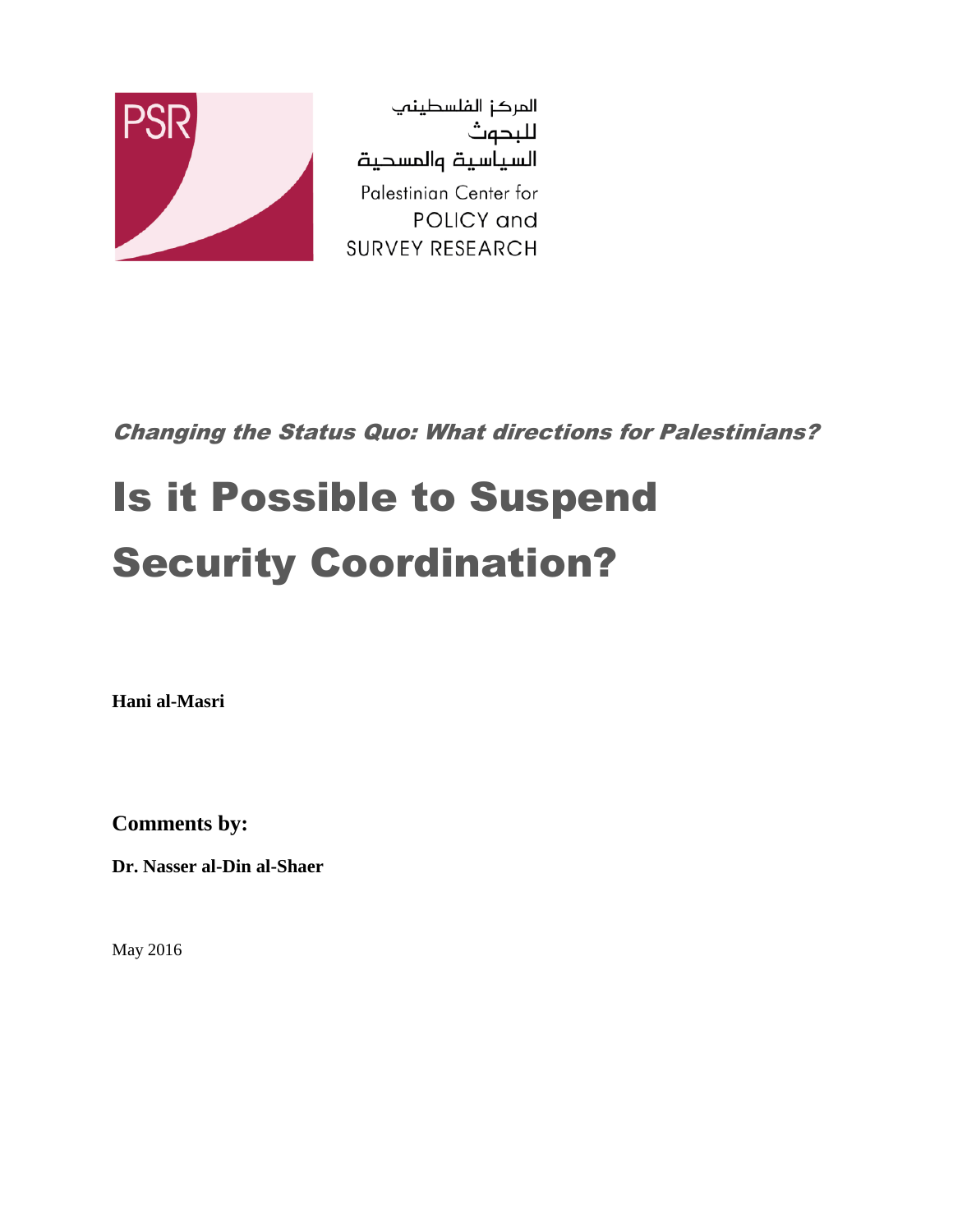المركز الفلسطيني
للبحوث
السياسية والمسحية

Palestinian Center for
POLICY and
SURVEY RESEARCH

***Changing the Status Quo: What directions for Palestinians?***

# Is it Possible to Suspend Security Coordination?

**Hani al-Masri**

**Comments by:**

**Dr. Nasser al-Din al-Shaer**

May 2016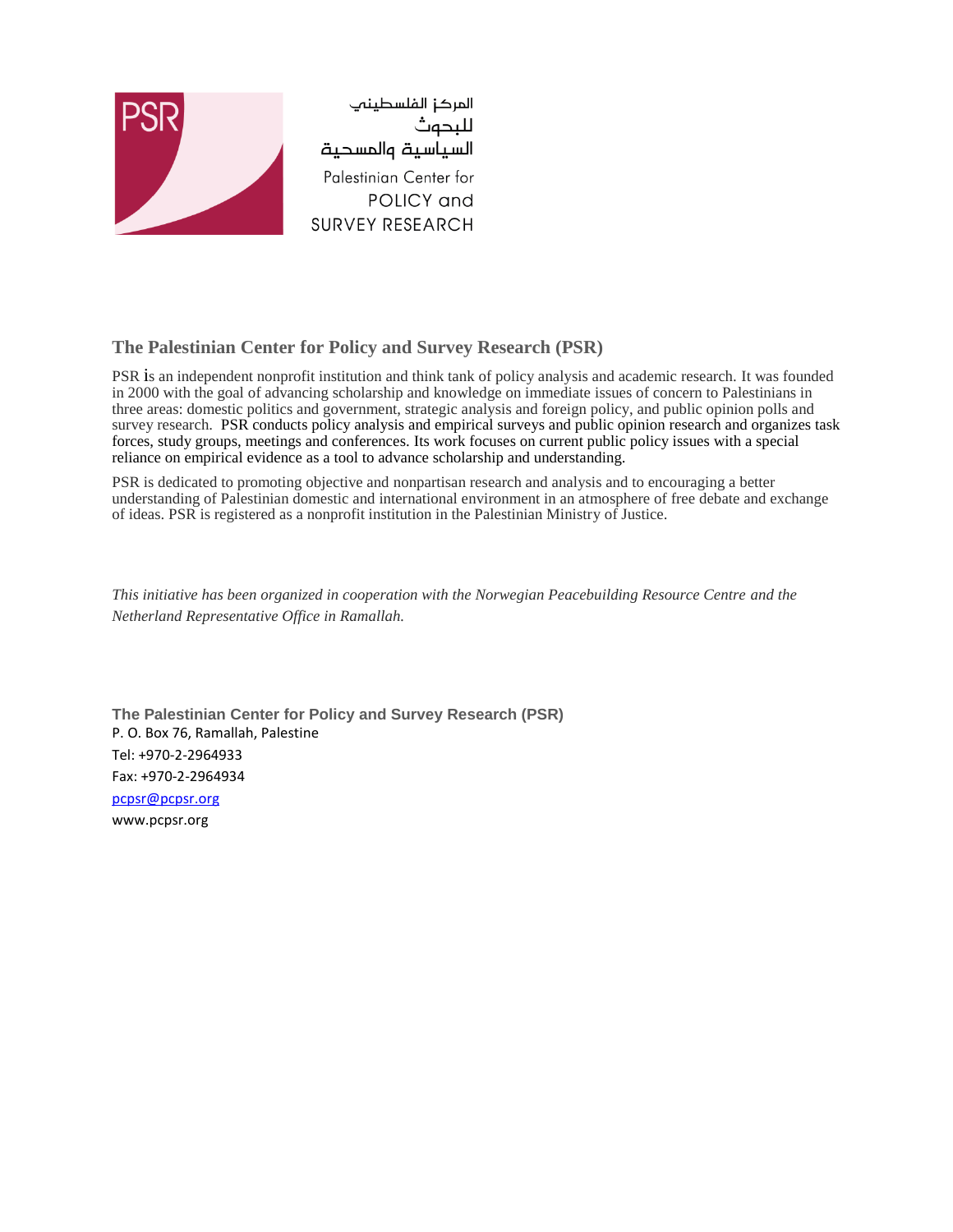PSR

المركز الفلسطيني
للبحوث
السياسية والمسحية

Palestinian Center for
POLICY and
SURVEY RESEARCH

## The Palestinian Center for Policy and Survey Research (PSR)

PSR is an independent nonprofit institution and think tank of policy analysis and academic research. It was founded in 2000 with the goal of advancing scholarship and knowledge on immediate issues of concern to Palestinians in three areas: domestic politics and government, strategic analysis and foreign policy, and public opinion polls and survey research. PSR conducts policy analysis and empirical surveys and public opinion research and organizes task forces, study groups, meetings and conferences. Its work focuses on current public policy issues with a special reliance on empirical evidence as a tool to advance scholarship and understanding.

PSR is dedicated to promoting objective and nonpartisan research and analysis and to encouraging a better understanding of Palestinian domestic and international environment in an atmosphere of free debate and exchange of ideas. PSR is registered as a nonprofit institution in the Palestinian Ministry of Justice.

*This initiative has been organized in cooperation with the Norwegian Peacebuilding Resource Centre and the Netherland Representative Office in Ramallah.*

**The Palestinian Center for Policy and Survey Research (PSR)**
P. O. Box 76, Ramallah, Palestine
Tel: +970-2-2964933
Fax: +970-2-2964934
pcpsr@pcpsr.org
www.pcpsr.org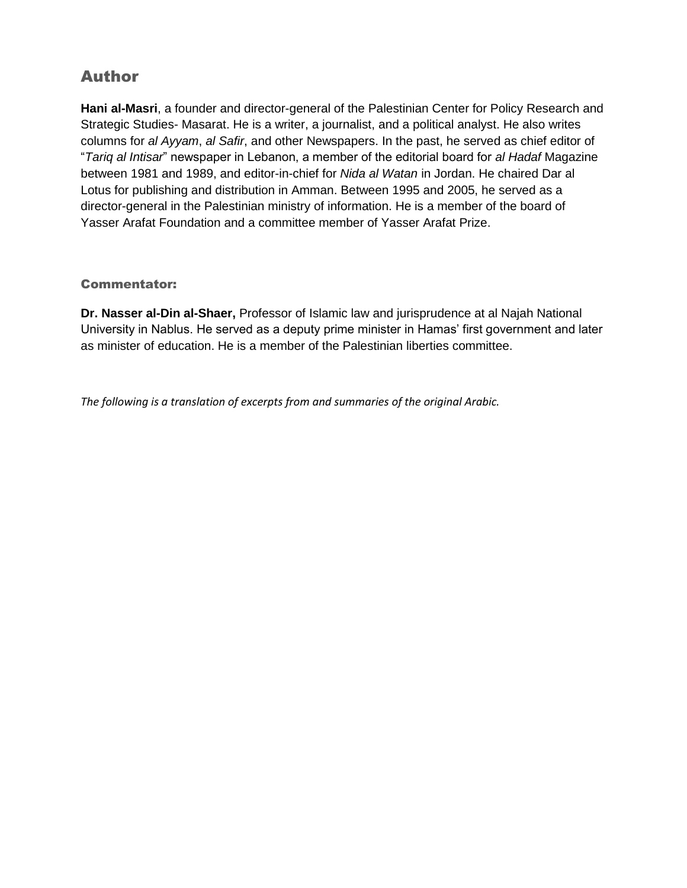## Author

**Hani al-Masri**, a founder and director-general of the Palestinian Center for Policy Research and Strategic Studies- Masarat. He is a writer, a journalist, and a political analyst. He also writes columns for *al Ayyam*, *al Safir*, and other Newspapers. In the past, he served as chief editor of "*Tariq al Intisar*" newspaper in Lebanon, a member of the editorial board for *al Hadaf* Magazine between 1981 and 1989, and editor-in-chief for *Nida al Watan* in Jordan. He chaired Dar al Lotus for publishing and distribution in Amman. Between 1995 and 2005, he served as a director-general in the Palestinian ministry of information. He is a member of the board of Yasser Arafat Foundation and a committee member of Yasser Arafat Prize.

### Commentator:

**Dr. Nasser al-Din al-Shaer,** Professor of Islamic law and jurisprudence at al Najah National University in Nablus. He served as a deputy prime minister in Hamas' first government and later as minister of education. He is a member of the Palestinian liberties committee.

*The following is a translation of excerpts from and summaries of the original Arabic.*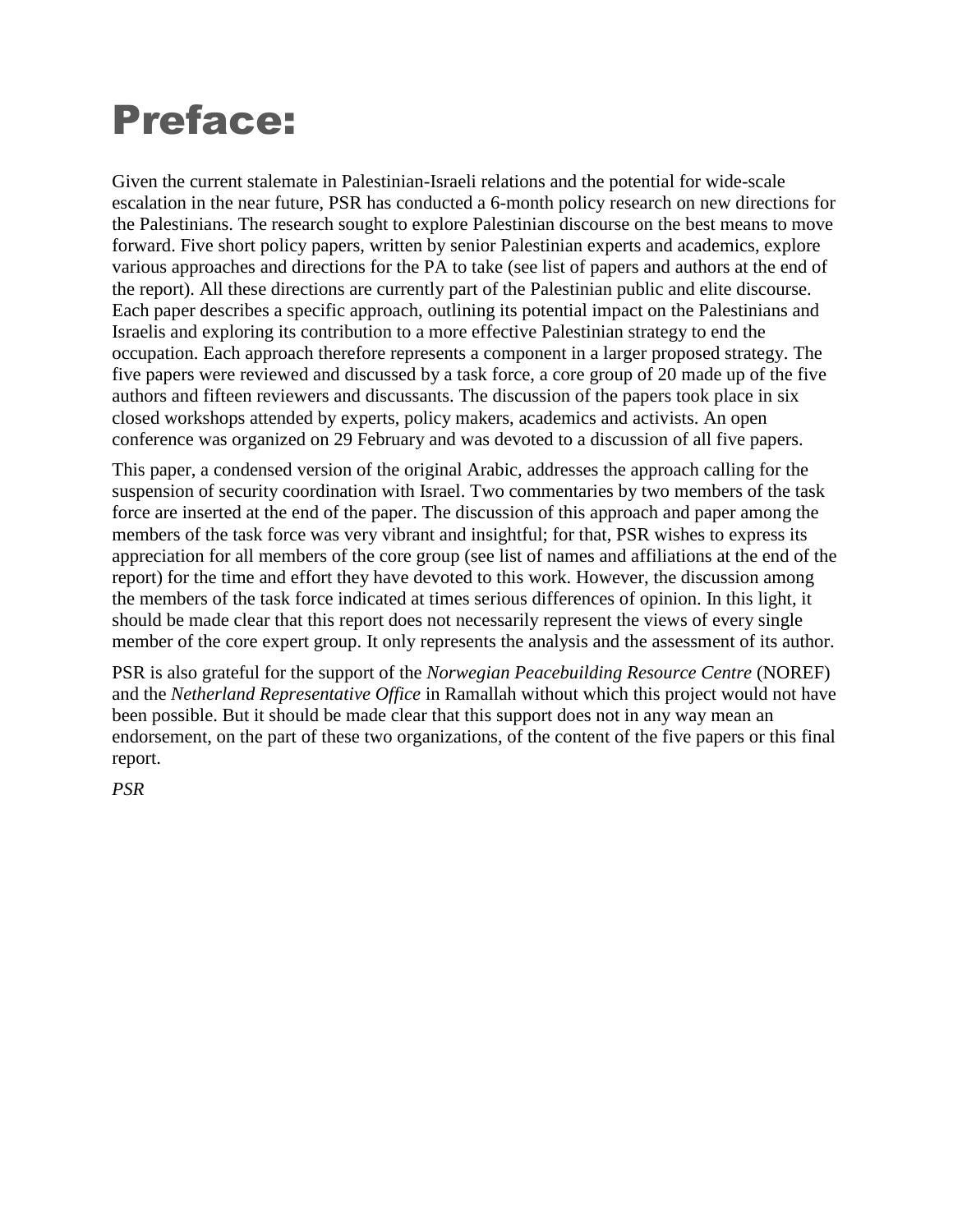# Preface:

Given the current stalemate in Palestinian-Israeli relations and the potential for wide-scale escalation in the near future, PSR has conducted a 6-month policy research on new directions for the Palestinians. The research sought to explore Palestinian discourse on the best means to move forward. Five short policy papers, written by senior Palestinian experts and academics, explore various approaches and directions for the PA to take (see list of papers and authors at the end of the report). All these directions are currently part of the Palestinian public and elite discourse. Each paper describes a specific approach, outlining its potential impact on the Palestinians and Israelis and exploring its contribution to a more effective Palestinian strategy to end the occupation. Each approach therefore represents a component in a larger proposed strategy. The five papers were reviewed and discussed by a task force, a core group of 20 made up of the five authors and fifteen reviewers and discussants. The discussion of the papers took place in six closed workshops attended by experts, policy makers, academics and activists. An open conference was organized on 29 February and was devoted to a discussion of all five papers.

This paper, a condensed version of the original Arabic, addresses the approach calling for the suspension of security coordination with Israel. Two commentaries by two members of the task force are inserted at the end of the paper. The discussion of this approach and paper among the members of the task force was very vibrant and insightful; for that, PSR wishes to express its appreciation for all members of the core group (see list of names and affiliations at the end of the report) for the time and effort they have devoted to this work. However, the discussion among the members of the task force indicated at times serious differences of opinion. In this light, it should be made clear that this report does not necessarily represent the views of every single member of the core expert group. It only represents the analysis and the assessment of its author.

PSR is also grateful for the support of the *Norwegian Peacebuilding Resource Centre* (NOREF) and the *Netherland Representative Office* in Ramallah without which this project would not have been possible. But it should be made clear that this support does not in any way mean an endorsement, on the part of these two organizations, of the content of the five papers or this final report.

*PSR*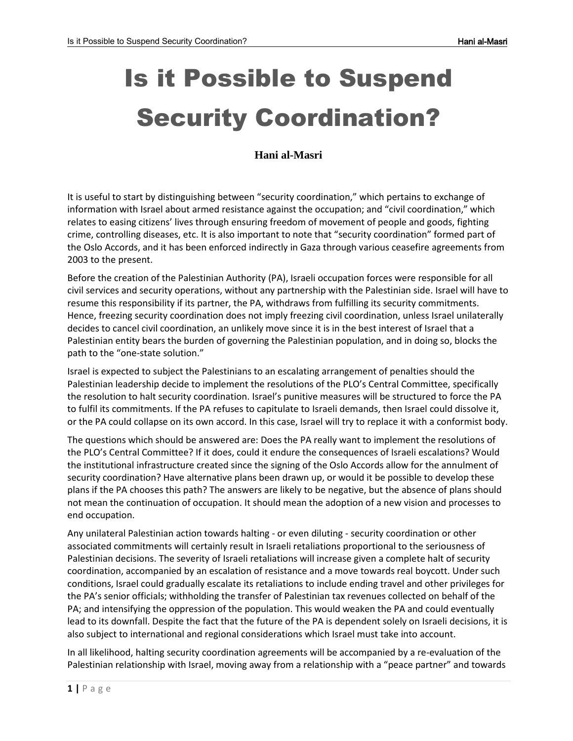# Is it Possible to Suspend Security Coordination?

**Hani al-Masri**

It is useful to start by distinguishing between "security coordination," which pertains to exchange of information with Israel about armed resistance against the occupation; and "civil coordination," which relates to easing citizens' lives through ensuring freedom of movement of people and goods, fighting crime, controlling diseases, etc. It is also important to note that "security coordination" formed part of the Oslo Accords, and it has been enforced indirectly in Gaza through various ceasefire agreements from 2003 to the present.

Before the creation of the Palestinian Authority (PA), Israeli occupation forces were responsible for all civil services and security operations, without any partnership with the Palestinian side. Israel will have to resume this responsibility if its partner, the PA, withdraws from fulfilling its security commitments. Hence, freezing security coordination does not imply freezing civil coordination, unless Israel unilaterally decides to cancel civil coordination, an unlikely move since it is in the best interest of Israel that a Palestinian entity bears the burden of governing the Palestinian population, and in doing so, blocks the path to the "one-state solution."

Israel is expected to subject the Palestinians to an escalating arrangement of penalties should the Palestinian leadership decide to implement the resolutions of the PLO's Central Committee, specifically the resolution to halt security coordination. Israel's punitive measures will be structured to force the PA to fulfil its commitments. If the PA refuses to capitulate to Israeli demands, then Israel could dissolve it, or the PA could collapse on its own accord. In this case, Israel will try to replace it with a conformist body.

The questions which should be answered are: Does the PA really want to implement the resolutions of the PLO's Central Committee? If it does, could it endure the consequences of Israeli escalations? Would the institutional infrastructure created since the signing of the Oslo Accords allow for the annulment of security coordination? Have alternative plans been drawn up, or would it be possible to develop these plans if the PA chooses this path? The answers are likely to be negative, but the absence of plans should not mean the continuation of occupation. It should mean the adoption of a new vision and processes to end occupation.

Any unilateral Palestinian action towards halting - or even diluting - security coordination or other associated commitments will certainly result in Israeli retaliations proportional to the seriousness of Palestinian decisions. The severity of Israeli retaliations will increase given a complete halt of security coordination, accompanied by an escalation of resistance and a move towards real boycott. Under such conditions, Israel could gradually escalate its retaliations to include ending travel and other privileges for the PA's senior officials; withholding the transfer of Palestinian tax revenues collected on behalf of the PA; and intensifying the oppression of the population. This would weaken the PA and could eventually lead to its downfall. Despite the fact that the future of the PA is dependent solely on Israeli decisions, it is also subject to international and regional considerations which Israel must take into account.

In all likelihood, halting security coordination agreements will be accompanied by a re-evaluation of the Palestinian relationship with Israel, moving away from a relationship with a "peace partner" and towards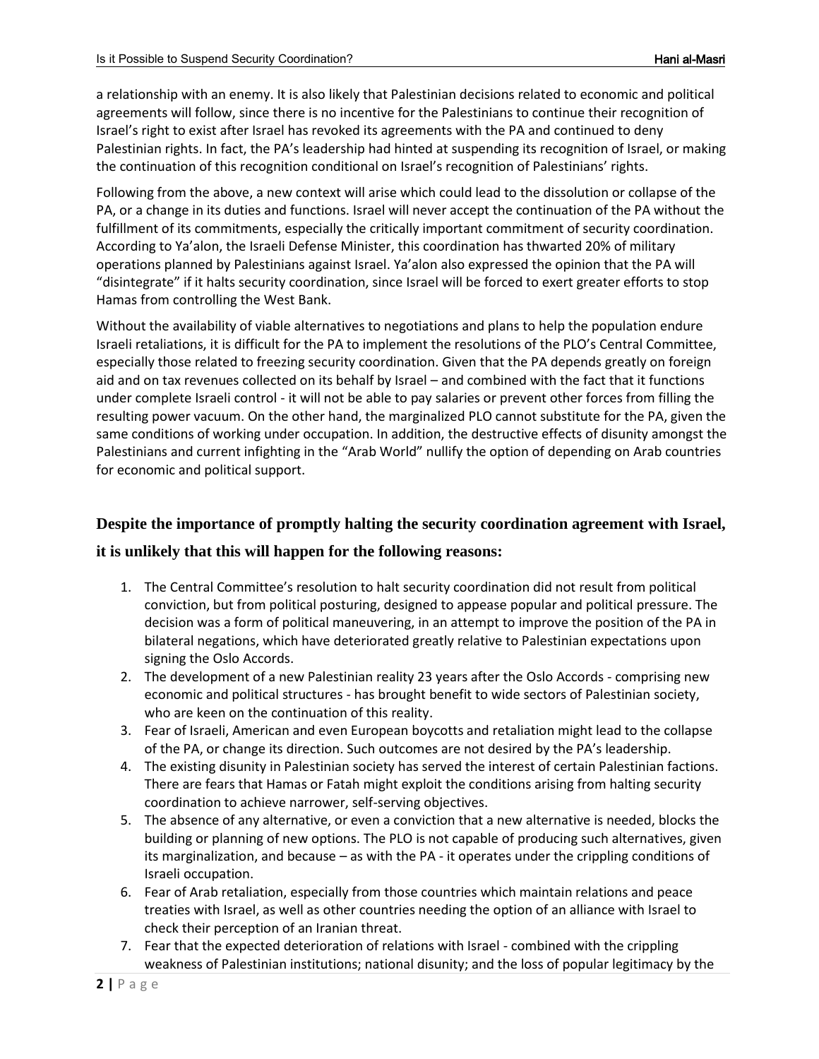a relationship with an enemy. It is also likely that Palestinian decisions related to economic and political agreements will follow, since there is no incentive for the Palestinians to continue their recognition of Israel's right to exist after Israel has revoked its agreements with the PA and continued to deny Palestinian rights. In fact, the PA's leadership had hinted at suspending its recognition of Israel, or making the continuation of this recognition conditional on Israel's recognition of Palestinians' rights.

Following from the above, a new context will arise which could lead to the dissolution or collapse of the PA, or a change in its duties and functions. Israel will never accept the continuation of the PA without the fulfillment of its commitments, especially the critically important commitment of security coordination. According to Ya'alon, the Israeli Defense Minister, this coordination has thwarted 20% of military operations planned by Palestinians against Israel. Ya'alon also expressed the opinion that the PA will "disintegrate" if it halts security coordination, since Israel will be forced to exert greater efforts to stop Hamas from controlling the West Bank.

Without the availability of viable alternatives to negotiations and plans to help the population endure Israeli retaliations, it is difficult for the PA to implement the resolutions of the PLO's Central Committee, especially those related to freezing security coordination. Given that the PA depends greatly on foreign aid and on tax revenues collected on its behalf by Israel – and combined with the fact that it functions under complete Israeli control - it will not be able to pay salaries or prevent other forces from filling the resulting power vacuum. On the other hand, the marginalized PLO cannot substitute for the PA, given the same conditions of working under occupation. In addition, the destructive effects of disunity amongst the Palestinians and current infighting in the "Arab World" nullify the option of depending on Arab countries for economic and political support.

## Despite the importance of promptly halting the security coordination agreement with Israel, it is unlikely that this will happen for the following reasons:

1. The Central Committee's resolution to halt security coordination did not result from political conviction, but from political posturing, designed to appease popular and political pressure. The decision was a form of political maneuvering, in an attempt to improve the position of the PA in bilateral negations, which have deteriorated greatly relative to Palestinian expectations upon signing the Oslo Accords.
2. The development of a new Palestinian reality 23 years after the Oslo Accords - comprising new economic and political structures - has brought benefit to wide sectors of Palestinian society, who are keen on the continuation of this reality.
3. Fear of Israeli, American and even European boycotts and retaliation might lead to the collapse of the PA, or change its direction. Such outcomes are not desired by the PA's leadership.
4. The existing disunity in Palestinian society has served the interest of certain Palestinian factions. There are fears that Hamas or Fatah might exploit the conditions arising from halting security coordination to achieve narrower, self-serving objectives.
5. The absence of any alternative, or even a conviction that a new alternative is needed, blocks the building or planning of new options. The PLO is not capable of producing such alternatives, given its marginalization, and because – as with the PA - it operates under the crippling conditions of Israeli occupation.
6. Fear of Arab retaliation, especially from those countries which maintain relations and peace treaties with Israel, as well as other countries needing the option of an alliance with Israel to check their perception of an Iranian threat.
7. Fear that the expected deterioration of relations with Israel - combined with the crippling weakness of Palestinian institutions; national disunity; and the loss of popular legitimacy by the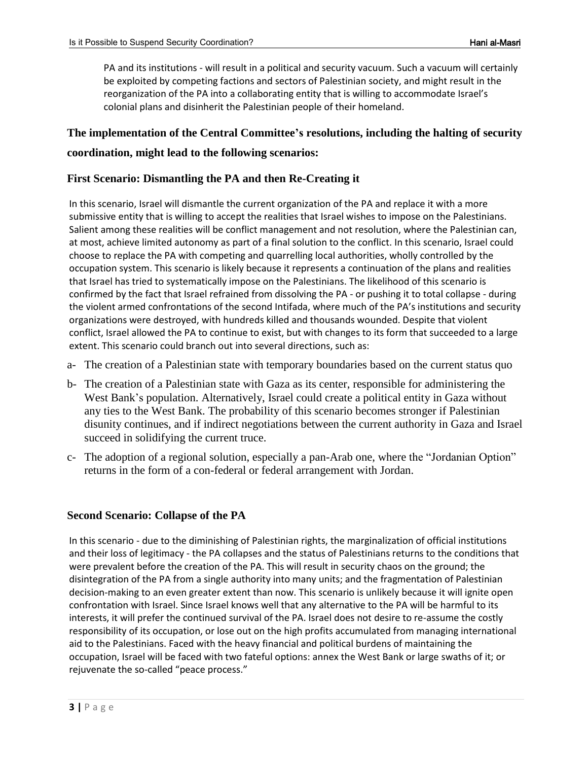PA and its institutions - will result in a political and security vacuum. Such a vacuum will certainly be exploited by competing factions and sectors of Palestinian society, and might result in the reorganization of the PA into a collaborating entity that is willing to accommodate Israel's colonial plans and disinherit the Palestinian people of their homeland.

## The implementation of the Central Committee's resolutions, including the halting of security coordination, might lead to the following scenarios:

### First Scenario: Dismantling the PA and then Re-Creating it

In this scenario, Israel will dismantle the current organization of the PA and replace it with a more submissive entity that is willing to accept the realities that Israel wishes to impose on the Palestinians. Salient among these realities will be conflict management and not resolution, where the Palestinian can, at most, achieve limited autonomy as part of a final solution to the conflict. In this scenario, Israel could choose to replace the PA with competing and quarrelling local authorities, wholly controlled by the occupation system. This scenario is likely because it represents a continuation of the plans and realities that Israel has tried to systematically impose on the Palestinians. The likelihood of this scenario is confirmed by the fact that Israel refrained from dissolving the PA - or pushing it to total collapse - during the violent armed confrontations of the second Intifada, where much of the PA's institutions and security organizations were destroyed, with hundreds killed and thousands wounded. Despite that violent conflict, Israel allowed the PA to continue to exist, but with changes to its form that succeeded to a large extent. This scenario could branch out into several directions, such as:

a- The creation of a Palestinian state with temporary boundaries based on the current status quo

b- The creation of a Palestinian state with Gaza as its center, responsible for administering the West Bank's population. Alternatively, Israel could create a political entity in Gaza without any ties to the West Bank. The probability of this scenario becomes stronger if Palestinian disunity continues, and if indirect negotiations between the current authority in Gaza and Israel succeed in solidifying the current truce.

c- The adoption of a regional solution, especially a pan-Arab one, where the "Jordanian Option" returns in the form of a con-federal or federal arrangement with Jordan.

### Second Scenario: Collapse of the PA

In this scenario - due to the diminishing of Palestinian rights, the marginalization of official institutions and their loss of legitimacy - the PA collapses and the status of Palestinians returns to the conditions that were prevalent before the creation of the PA. This will result in security chaos on the ground; the disintegration of the PA from a single authority into many units; and the fragmentation of Palestinian decision-making to an even greater extent than now. This scenario is unlikely because it will ignite open confrontation with Israel. Since Israel knows well that any alternative to the PA will be harmful to its interests, it will prefer the continued survival of the PA. Israel does not desire to re-assume the costly responsibility of its occupation, or lose out on the high profits accumulated from managing international aid to the Palestinians. Faced with the heavy financial and political burdens of maintaining the occupation, Israel will be faced with two fateful options: annex the West Bank or large swaths of it; or rejuvenate the so-called "peace process."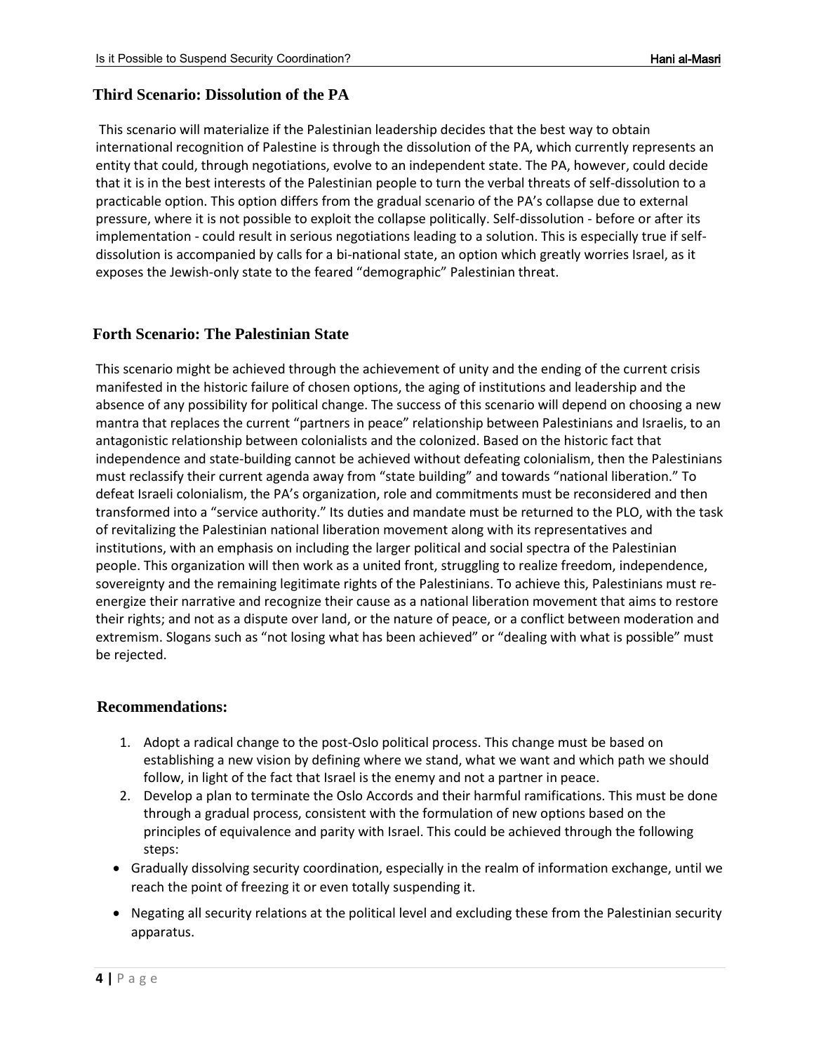### Third Scenario: Dissolution of the PA

This scenario will materialize if the Palestinian leadership decides that the best way to obtain international recognition of Palestine is through the dissolution of the PA, which currently represents an entity that could, through negotiations, evolve to an independent state. The PA, however, could decide that it is in the best interests of the Palestinian people to turn the verbal threats of self-dissolution to a practicable option. This option differs from the gradual scenario of the PA's collapse due to external pressure, where it is not possible to exploit the collapse politically. Self-dissolution - before or after its implementation - could result in serious negotiations leading to a solution. This is especially true if self-dissolution is accompanied by calls for a bi-national state, an option which greatly worries Israel, as it exposes the Jewish-only state to the feared "demographic" Palestinian threat.

### Forth Scenario: The Palestinian State

This scenario might be achieved through the achievement of unity and the ending of the current crisis manifested in the historic failure of chosen options, the aging of institutions and leadership and the absence of any possibility for political change. The success of this scenario will depend on choosing a new mantra that replaces the current "partners in peace" relationship between Palestinians and Israelis, to an antagonistic relationship between colonialists and the colonized. Based on the historic fact that independence and state-building cannot be achieved without defeating colonialism, then the Palestinians must reclassify their current agenda away from "state building" and towards "national liberation." To defeat Israeli colonialism, the PA's organization, role and commitments must be reconsidered and then transformed into a "service authority." Its duties and mandate must be returned to the PLO, with the task of revitalizing the Palestinian national liberation movement along with its representatives and institutions, with an emphasis on including the larger political and social spectra of the Palestinian people. This organization will then work as a united front, struggling to realize freedom, independence, sovereignty and the remaining legitimate rights of the Palestinians. To achieve this, Palestinians must re-energize their narrative and recognize their cause as a national liberation movement that aims to restore their rights; and not as a dispute over land, or the nature of peace, or a conflict between moderation and extremism. Slogans such as "not losing what has been achieved" or "dealing with what is possible" must be rejected.

### Recommendations:

1. Adopt a radical change to the post-Oslo political process. This change must be based on establishing a new vision by defining where we stand, what we want and which path we should follow, in light of the fact that Israel is the enemy and not a partner in peace.
2. Develop a plan to terminate the Oslo Accords and their harmful ramifications. This must be done through a gradual process, consistent with the formulation of new options based on the principles of equivalence and parity with Israel. This could be achieved through the following steps:

- Gradually dissolving security coordination, especially in the realm of information exchange, until we reach the point of freezing it or even totally suspending it.
- Negating all security relations at the political level and excluding these from the Palestinian security apparatus.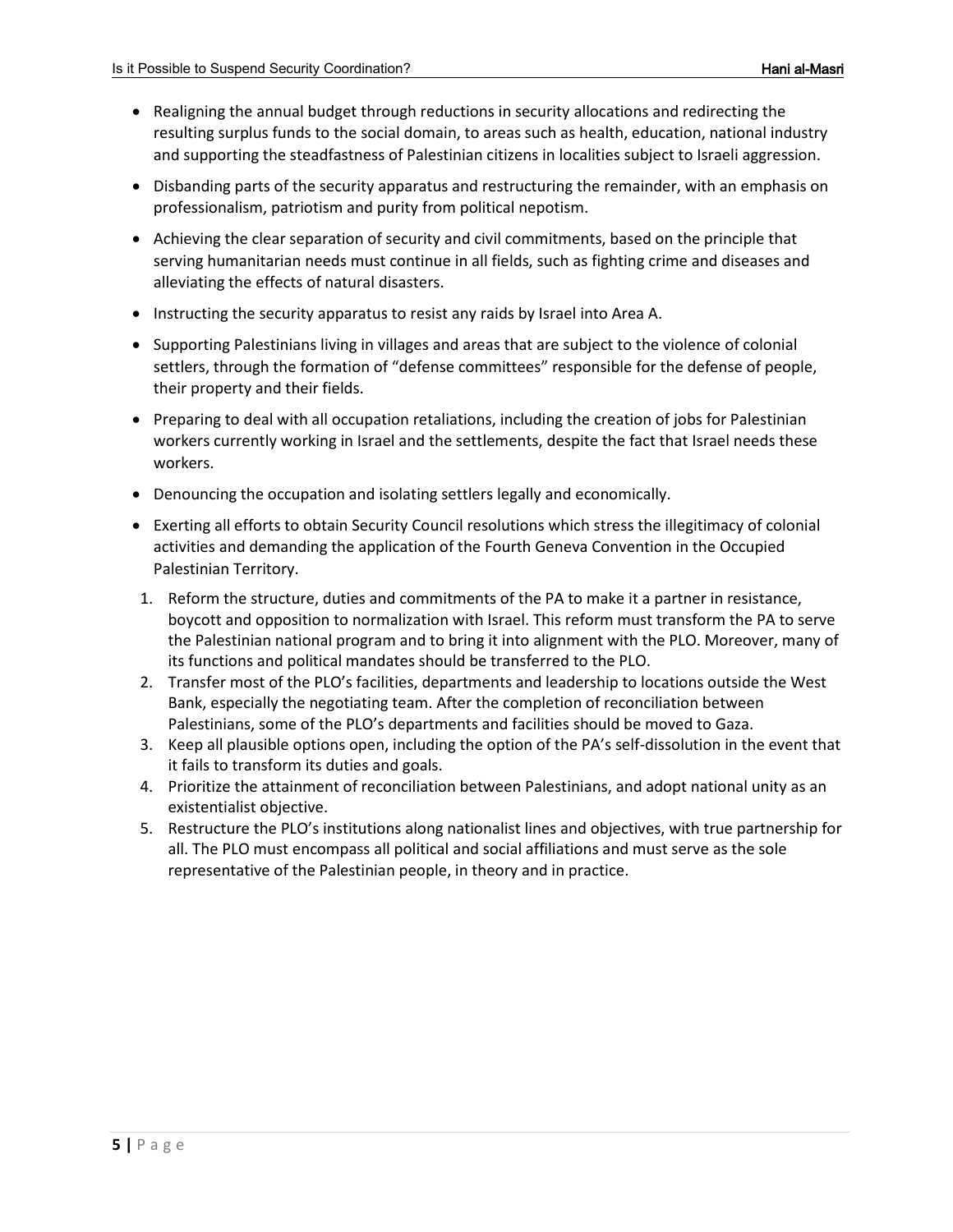- Realigning the annual budget through reductions in security allocations and redirecting the resulting surplus funds to the social domain, to areas such as health, education, national industry and supporting the steadfastness of Palestinian citizens in localities subject to Israeli aggression.
- Disbanding parts of the security apparatus and restructuring the remainder, with an emphasis on professionalism, patriotism and purity from political nepotism.
- Achieving the clear separation of security and civil commitments, based on the principle that serving humanitarian needs must continue in all fields, such as fighting crime and diseases and alleviating the effects of natural disasters.
- Instructing the security apparatus to resist any raids by Israel into Area A.
- Supporting Palestinians living in villages and areas that are subject to the violence of colonial settlers, through the formation of "defense committees" responsible for the defense of people, their property and their fields.
- Preparing to deal with all occupation retaliations, including the creation of jobs for Palestinian workers currently working in Israel and the settlements, despite the fact that Israel needs these workers.
- Denouncing the occupation and isolating settlers legally and economically.
- Exerting all efforts to obtain Security Council resolutions which stress the illegitimacy of colonial activities and demanding the application of the Fourth Geneva Convention in the Occupied Palestinian Territory.

1. Reform the structure, duties and commitments of the PA to make it a partner in resistance, boycott and opposition to normalization with Israel. This reform must transform the PA to serve the Palestinian national program and to bring it into alignment with the PLO. Moreover, many of its functions and political mandates should be transferred to the PLO.
2. Transfer most of the PLO's facilities, departments and leadership to locations outside the West Bank, especially the negotiating team. After the completion of reconciliation between Palestinians, some of the PLO's departments and facilities should be moved to Gaza.
3. Keep all plausible options open, including the option of the PA's self-dissolution in the event that it fails to transform its duties and goals.
4. Prioritize the attainment of reconciliation between Palestinians, and adopt national unity as an existentialist objective.
5. Restructure the PLO's institutions along nationalist lines and objectives, with true partnership for all. The PLO must encompass all political and social affiliations and must serve as the sole representative of the Palestinian people, in theory and in practice.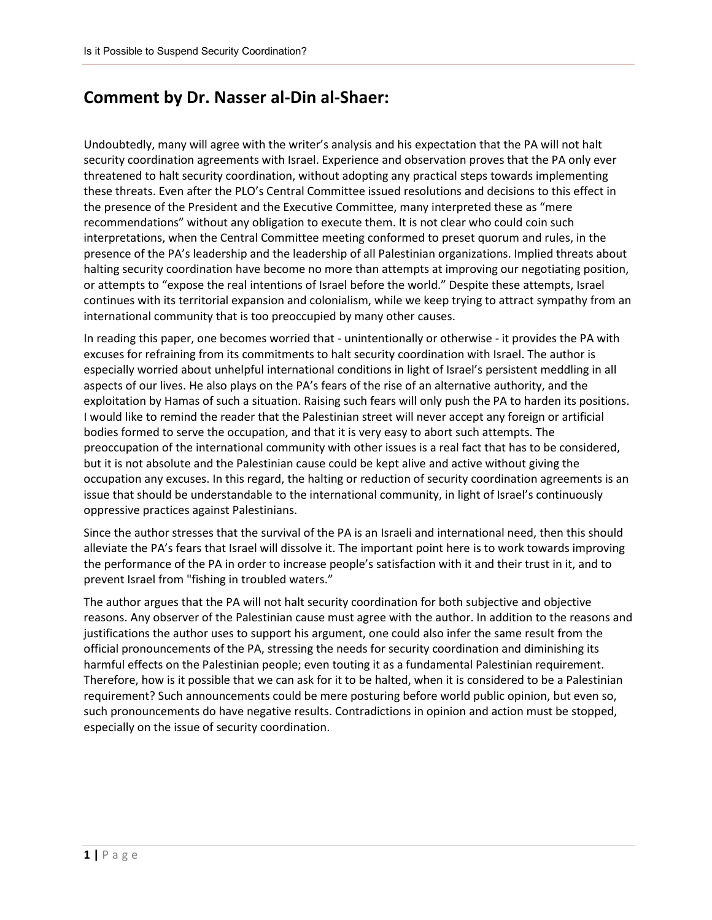## Comment by Dr. Nasser al-Din al-Shaer:

Undoubtedly, many will agree with the writer's analysis and his expectation that the PA will not halt security coordination agreements with Israel. Experience and observation proves that the PA only ever threatened to halt security coordination, without adopting any practical steps towards implementing these threats. Even after the PLO's Central Committee issued resolutions and decisions to this effect in the presence of the President and the Executive Committee, many interpreted these as "mere recommendations" without any obligation to execute them. It is not clear who could coin such interpretations, when the Central Committee meeting conformed to preset quorum and rules, in the presence of the PA's leadership and the leadership of all Palestinian organizations. Implied threats about halting security coordination have become no more than attempts at improving our negotiating position, or attempts to "expose the real intentions of Israel before the world." Despite these attempts, Israel continues with its territorial expansion and colonialism, while we keep trying to attract sympathy from an international community that is too preoccupied by many other causes.

In reading this paper, one becomes worried that - unintentionally or otherwise - it provides the PA with excuses for refraining from its commitments to halt security coordination with Israel. The author is especially worried about unhelpful international conditions in light of Israel's persistent meddling in all aspects of our lives. He also plays on the PA's fears of the rise of an alternative authority, and the exploitation by Hamas of such a situation. Raising such fears will only push the PA to harden its positions. I would like to remind the reader that the Palestinian street will never accept any foreign or artificial bodies formed to serve the occupation, and that it is very easy to abort such attempts. The preoccupation of the international community with other issues is a real fact that has to be considered, but it is not absolute and the Palestinian cause could be kept alive and active without giving the occupation any excuses. In this regard, the halting or reduction of security coordination agreements is an issue that should be understandable to the international community, in light of Israel's continuously oppressive practices against Palestinians.

Since the author stresses that the survival of the PA is an Israeli and international need, then this should alleviate the PA's fears that Israel will dissolve it. The important point here is to work towards improving the performance of the PA in order to increase people's satisfaction with it and their trust in it, and to prevent Israel from "fishing in troubled waters."

The author argues that the PA will not halt security coordination for both subjective and objective reasons. Any observer of the Palestinian cause must agree with the author. In addition to the reasons and justifications the author uses to support his argument, one could also infer the same result from the official pronouncements of the PA, stressing the needs for security coordination and diminishing its harmful effects on the Palestinian people; even touting it as a fundamental Palestinian requirement. Therefore, how is it possible that we can ask for it to be halted, when it is considered to be a Palestinian requirement? Such announcements could be mere posturing before world public opinion, but even so, such pronouncements do have negative results. Contradictions in opinion and action must be stopped, especially on the issue of security coordination.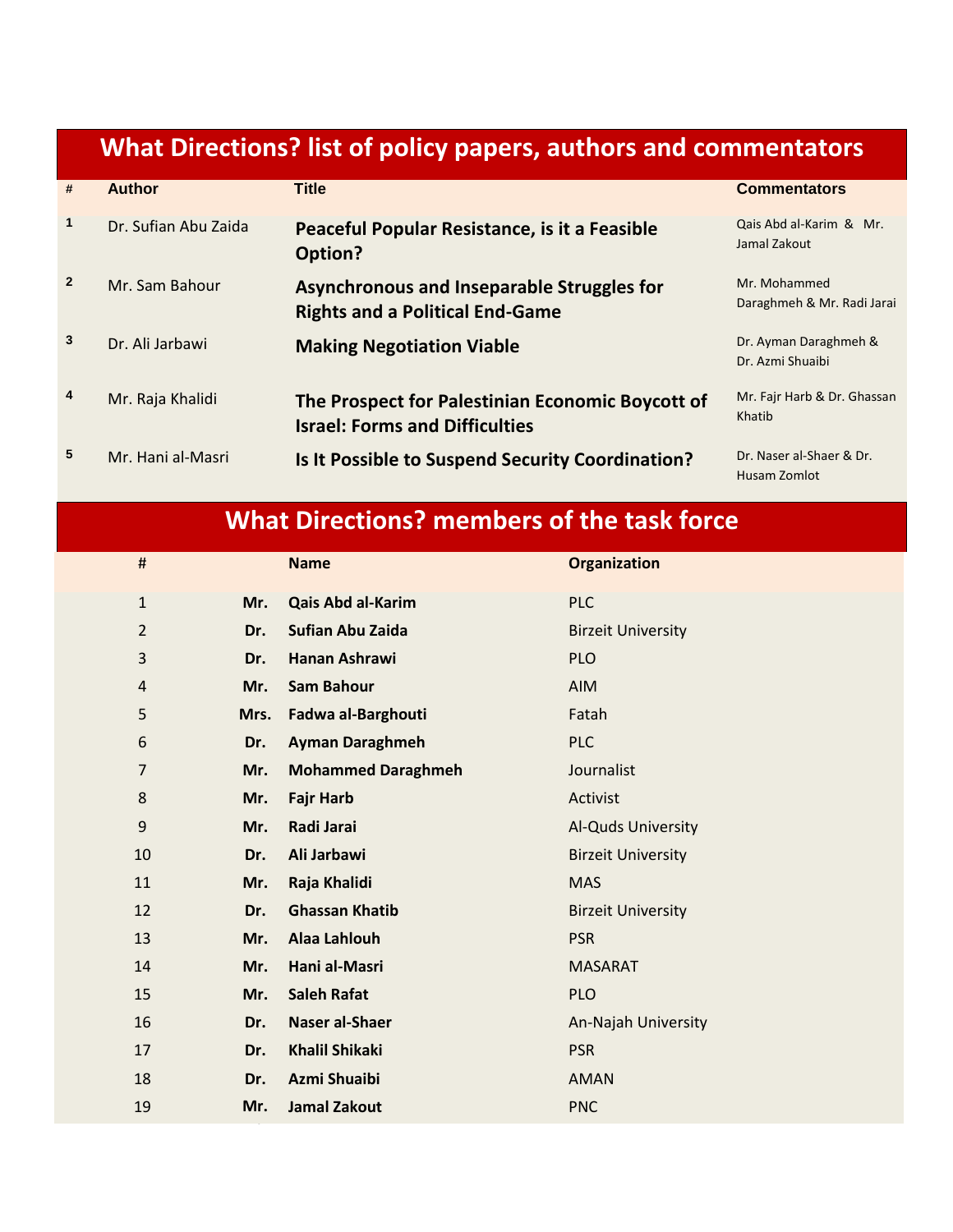## What Directions? list of policy papers, authors and commentators

| # | Author | Title | Commentators |
|---|---|---|---|
| 1 | Dr. Sufian Abu Zaida | **Peaceful Popular Resistance, is it a Feasible Option?** | Qais Abd al-Karim & Mr. Jamal Zakout |
| 2 | Mr. Sam Bahour | **Asynchronous and Inseparable Struggles for Rights and a Political End-Game** | Mr. Mohammed Daraghmeh & Mr. Radi Jarai |
| 3 | Dr. Ali Jarbawi | **Making Negotiation Viable** | Dr. Ayman Daraghmeh & Dr. Azmi Shuaibi |
| 4 | Mr. Raja Khalidi | **The Prospect for Palestinian Economic Boycott of Israel: Forms and Difficulties** | Mr. Fajr Harb & Dr. Ghassan Khatib |
| 5 | Mr. Hani al-Masri | **Is It Possible to Suspend Security Coordination?** | Dr. Naser al-Shaer & Dr. Husam Zomlot |

## What Directions? members of the task force

| # | | Name | Organization |
|---|---|---|---|
| 1 | **Mr.** | **Qais Abd al-Karim** | PLC |
| 2 | **Dr.** | **Sufian Abu Zaida** | Birzeit University |
| 3 | **Dr.** | **Hanan Ashrawi** | PLO |
| 4 | **Mr.** | **Sam Bahour** | AIM |
| 5 | **Mrs.** | **Fadwa al-Barghouti** | Fatah |
| 6 | **Dr.** | **Ayman Daraghmeh** | PLC |
| 7 | **Mr.** | **Mohammed Daraghmeh** | Journalist |
| 8 | **Mr.** | **Fajr Harb** | Activist |
| 9 | **Mr.** | **Radi Jarai** | Al-Quds University |
| 10 | **Dr.** | **Ali Jarbawi** | Birzeit University |
| 11 | **Mr.** | **Raja Khalidi** | MAS |
| 12 | **Dr.** | **Ghassan Khatib** | Birzeit University |
| 13 | **Mr.** | **Alaa Lahlouh** | PSR |
| 14 | **Mr.** | **Hani al-Masri** | MASARAT |
| 15 | **Mr.** | **Saleh Rafat** | PLO |
| 16 | **Dr.** | **Naser al-Shaer** | An-Najah University |
| 17 | **Dr.** | **Khalil Shikaki** | PSR |
| 18 | **Dr.** | **Azmi Shuaibi** | AMAN |
| 19 | **Mr.** | **Jamal Zakout** | PNC |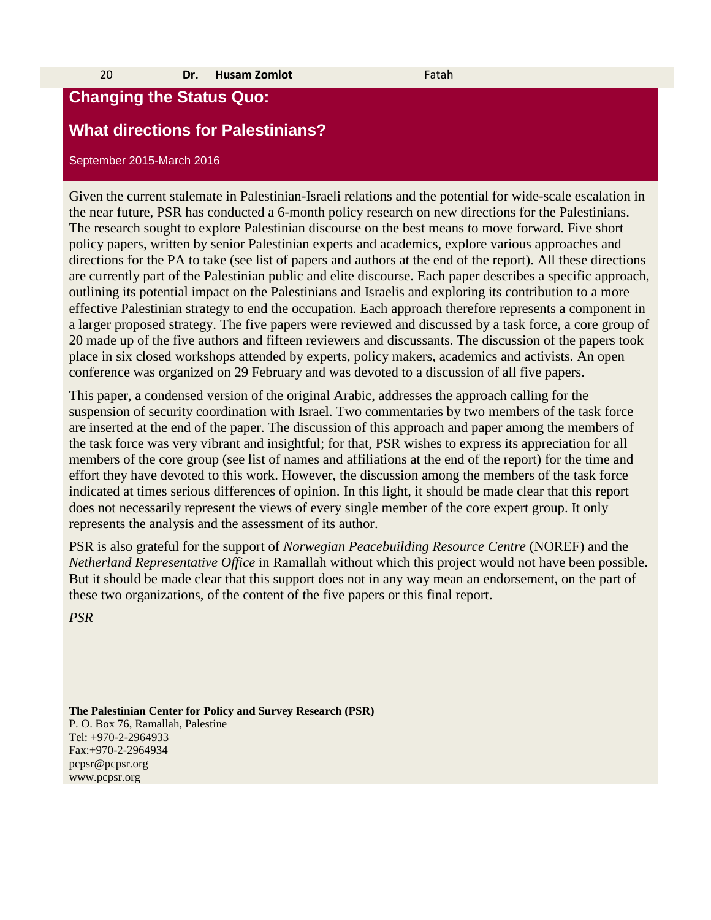| | | | |
|---|---|---|---|
| 20 | Dr. | Husam Zomlot | Fatah |

## Changing the Status Quo:

## What directions for Palestinians?

September 2015-March 2016

Given the current stalemate in Palestinian-Israeli relations and the potential for wide-scale escalation in the near future, PSR has conducted a 6-month policy research on new directions for the Palestinians. The research sought to explore Palestinian discourse on the best means to move forward. Five short policy papers, written by senior Palestinian experts and academics, explore various approaches and directions for the PA to take (see list of papers and authors at the end of the report). All these directions are currently part of the Palestinian public and elite discourse. Each paper describes a specific approach, outlining its potential impact on the Palestinians and Israelis and exploring its contribution to a more effective Palestinian strategy to end the occupation. Each approach therefore represents a component in a larger proposed strategy. The five papers were reviewed and discussed by a task force, a core group of 20 made up of the five authors and fifteen reviewers and discussants. The discussion of the papers took place in six closed workshops attended by experts, policy makers, academics and activists. An open conference was organized on 29 February and was devoted to a discussion of all five papers.

This paper, a condensed version of the original Arabic, addresses the approach calling for the suspension of security coordination with Israel. Two commentaries by two members of the task force are inserted at the end of the paper. The discussion of this approach and paper among the members of the task force was very vibrant and insightful; for that, PSR wishes to express its appreciation for all members of the core group (see list of names and affiliations at the end of the report) for the time and effort they have devoted to this work. However, the discussion among the members of the task force indicated at times serious differences of opinion. In this light, it should be made clear that this report does not necessarily represent the views of every single member of the core expert group. It only represents the analysis and the assessment of its author.

PSR is also grateful for the support of *Norwegian Peacebuilding Resource Centre* (NOREF) and the *Netherland Representative Office* in Ramallah without which this project would not have been possible. But it should be made clear that this support does not in any way mean an endorsement, on the part of these two organizations, of the content of the five papers or this final report.

*PSR*

**The Palestinian Center for Policy and Survey Research (PSR)**
P. O. Box 76, Ramallah, Palestine
Tel: +970-2-2964933
Fax:+970-2-2964934
pcpsr@pcpsr.org
www.pcpsr.org